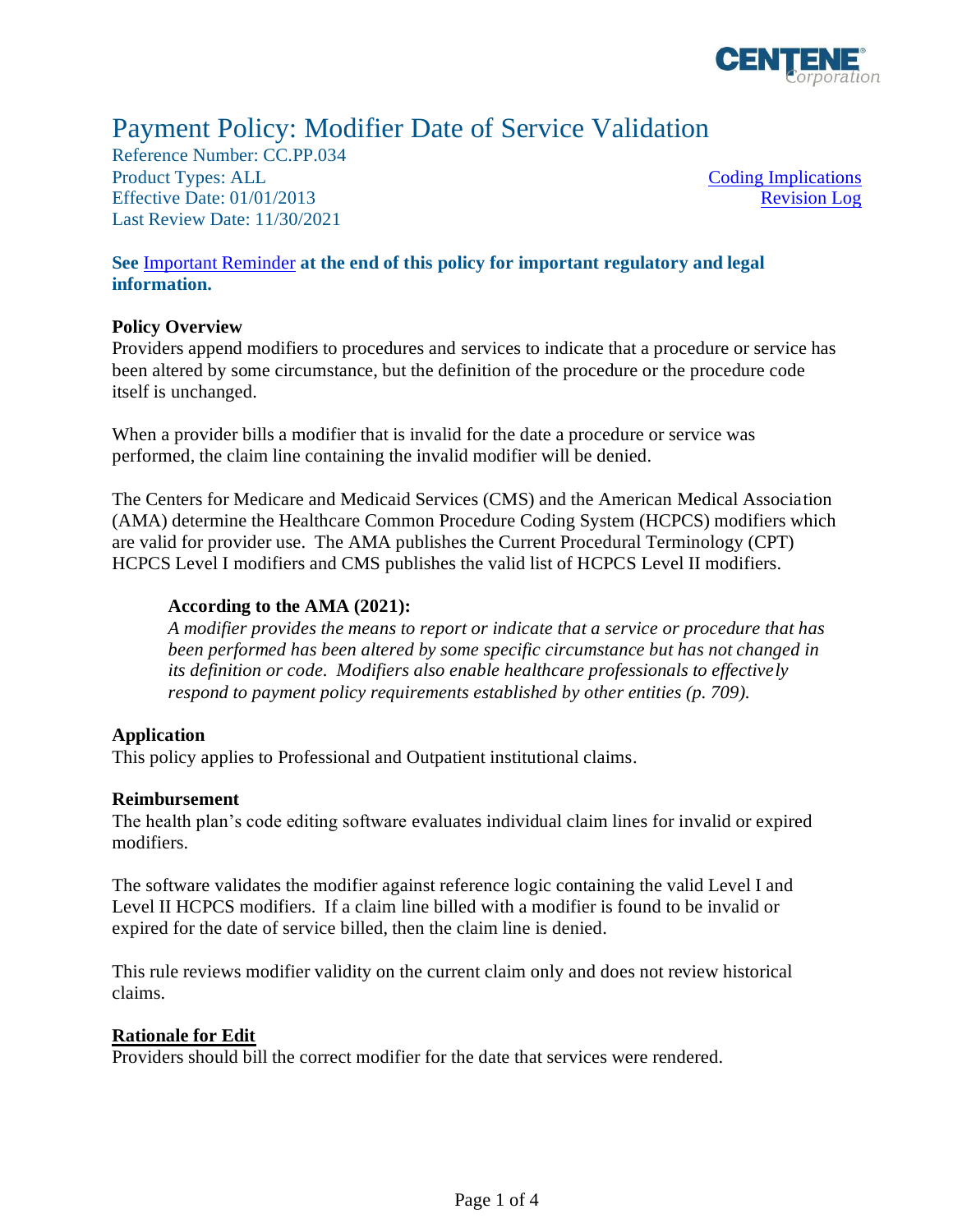# Payment Policy: Modifier Date of Service Validation

Reference Number: CC.PP.034
Product Types: ALL
Effective Date: 01/01/2013
Last Review Date: 11/30/2021

Coding Implications
Revision Log

**See Important Reminder at the end of this policy for important regulatory and legal information.**

**Policy Overview**

Providers append modifiers to procedures and services to indicate that a procedure or service has been altered by some circumstance, but the definition of the procedure or the procedure code itself is unchanged.

When a provider bills a modifier that is invalid for the date a procedure or service was performed, the claim line containing the invalid modifier will be denied.

The Centers for Medicare and Medicaid Services (CMS) and the American Medical Association (AMA) determine the Healthcare Common Procedure Coding System (HCPCS) modifiers which are valid for provider use. The AMA publishes the Current Procedural Terminology (CPT) HCPCS Level I modifiers and CMS publishes the valid list of HCPCS Level II modifiers.

> **According to the AMA (2021):**
> *A modifier provides the means to report or indicate that a service or procedure that has been performed has been altered by some specific circumstance but has not changed in its definition or code. Modifiers also enable healthcare professionals to effectively respond to payment policy requirements established by other entities (p. 709).*

**Application**

This policy applies to Professional and Outpatient institutional claims.

**Reimbursement**

The health plan's code editing software evaluates individual claim lines for invalid or expired modifiers.

The software validates the modifier against reference logic containing the valid Level I and Level II HCPCS modifiers. If a claim line billed with a modifier is found to be invalid or expired for the date of service billed, then the claim line is denied.

This rule reviews modifier validity on the current claim only and does not review historical claims.

**Rationale for Edit**

Providers should bill the correct modifier for the date that services were rendered.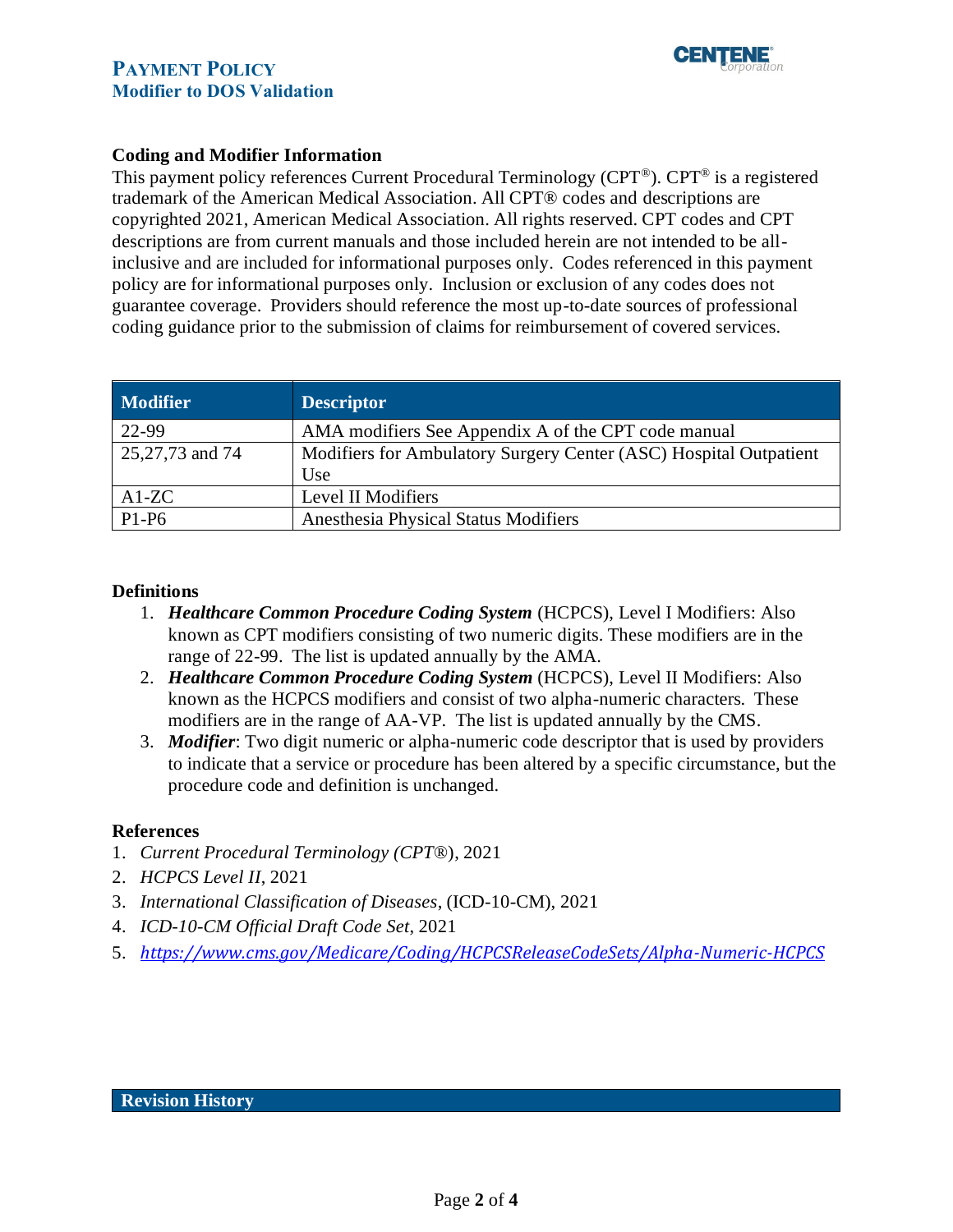## Coding and Modifier Information

This payment policy references Current Procedural Terminology (CPT®). CPT® is a registered trademark of the American Medical Association. All CPT® codes and descriptions are copyrighted 2021, American Medical Association. All rights reserved. CPT codes and CPT descriptions are from current manuals and those included herein are not intended to be all-inclusive and are included for informational purposes only. Codes referenced in this payment policy are for informational purposes only. Inclusion or exclusion of any codes does not guarantee coverage. Providers should reference the most up-to-date sources of professional coding guidance prior to the submission of claims for reimbursement of covered services.

| Modifier | Descriptor |
| --- | --- |
| 22-99 | AMA modifiers See Appendix A of the CPT code manual |
| 25,27,73 and 74 | Modifiers for Ambulatory Surgery Center (ASC) Hospital Outpatient Use |
| A1-ZC | Level II Modifiers |
| P1-P6 | Anesthesia Physical Status Modifiers |

## Definitions

1. ***Healthcare Common Procedure Coding System*** (HCPCS), Level I Modifiers: Also known as CPT modifiers consisting of two numeric digits. These modifiers are in the range of 22-99. The list is updated annually by the AMA.
2. ***Healthcare Common Procedure Coding System*** (HCPCS), Level II Modifiers: Also known as the HCPCS modifiers and consist of two alpha-numeric characters. These modifiers are in the range of AA-VP. The list is updated annually by the CMS.
3. ***Modifier***: Two digit numeric or alpha-numeric code descriptor that is used by providers to indicate that a service or procedure has been altered by a specific circumstance, but the procedure code and definition is unchanged.

## References

1. *Current Procedural Terminology (CPT®)*, 2021
2. *HCPCS Level II*, 2021
3. *International Classification of Diseases*, (ICD-10-CM), 2021
4. *ICD-10-CM Official Draft Code Set*, 2021
5. *https://www.cms.gov/Medicare/Coding/HCPCSReleaseCodeSets/Alpha-Numeric-HCPCS*

## Revision History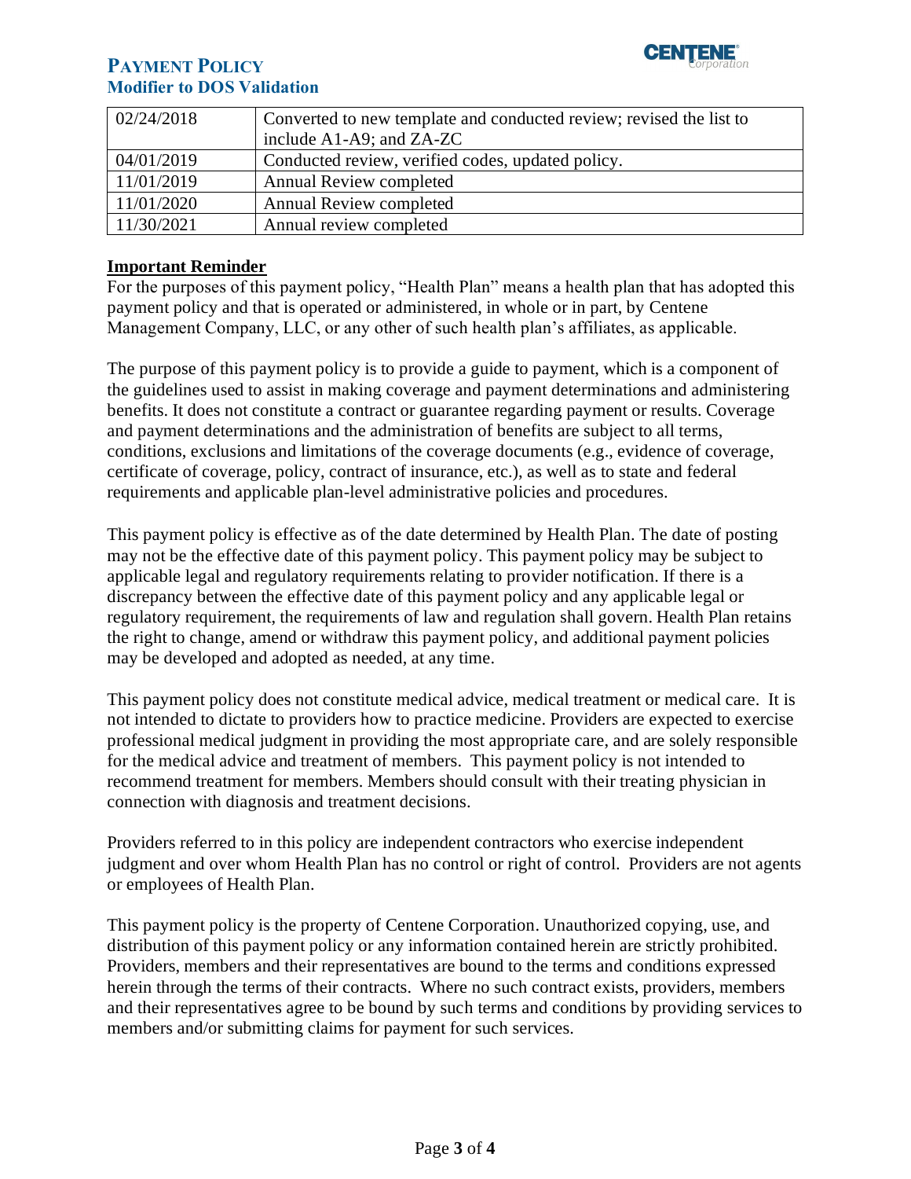| 02/24/2018 | Converted to new template and conducted review; revised the list to include A1-A9; and ZA-ZC |
|---|---|
| 04/01/2019 | Conducted review, verified codes, updated policy. |
| 11/01/2019 | Annual Review completed |
| 11/01/2020 | Annual Review completed |
| 11/30/2021 | Annual review completed |

## Important Reminder

For the purposes of this payment policy, "Health Plan" means a health plan that has adopted this payment policy and that is operated or administered, in whole or in part, by Centene Management Company, LLC, or any other of such health plan's affiliates, as applicable.

The purpose of this payment policy is to provide a guide to payment, which is a component of the guidelines used to assist in making coverage and payment determinations and administering benefits. It does not constitute a contract or guarantee regarding payment or results. Coverage and payment determinations and the administration of benefits are subject to all terms, conditions, exclusions and limitations of the coverage documents (e.g., evidence of coverage, certificate of coverage, policy, contract of insurance, etc.), as well as to state and federal requirements and applicable plan-level administrative policies and procedures.

This payment policy is effective as of the date determined by Health Plan. The date of posting may not be the effective date of this payment policy. This payment policy may be subject to applicable legal and regulatory requirements relating to provider notification. If there is a discrepancy between the effective date of this payment policy and any applicable legal or regulatory requirement, the requirements of law and regulation shall govern. Health Plan retains the right to change, amend or withdraw this payment policy, and additional payment policies may be developed and adopted as needed, at any time.

This payment policy does not constitute medical advice, medical treatment or medical care. It is not intended to dictate to providers how to practice medicine. Providers are expected to exercise professional medical judgment in providing the most appropriate care, and are solely responsible for the medical advice and treatment of members. This payment policy is not intended to recommend treatment for members. Members should consult with their treating physician in connection with diagnosis and treatment decisions.

Providers referred to in this policy are independent contractors who exercise independent judgment and over whom Health Plan has no control or right of control. Providers are not agents or employees of Health Plan.

This payment policy is the property of Centene Corporation. Unauthorized copying, use, and distribution of this payment policy or any information contained herein are strictly prohibited. Providers, members and their representatives are bound to the terms and conditions expressed herein through the terms of their contracts. Where no such contract exists, providers, members and their representatives agree to be bound by such terms and conditions by providing services to members and/or submitting claims for payment for such services.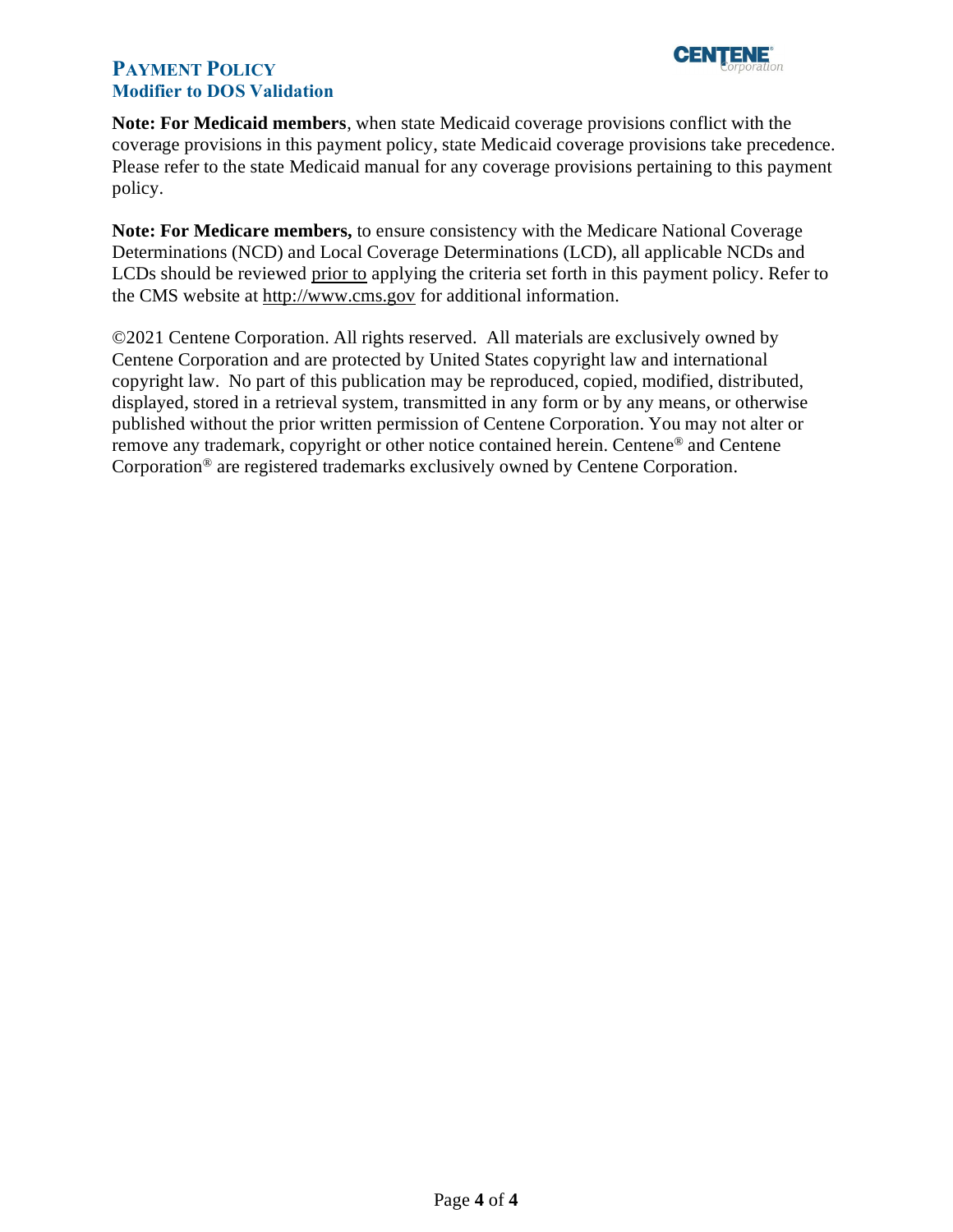**Note: For Medicaid members**, when state Medicaid coverage provisions conflict with the coverage provisions in this payment policy, state Medicaid coverage provisions take precedence. Please refer to the state Medicaid manual for any coverage provisions pertaining to this payment policy.

**Note: For Medicare members,** to ensure consistency with the Medicare National Coverage Determinations (NCD) and Local Coverage Determinations (LCD), all applicable NCDs and LCDs should be reviewed prior to applying the criteria set forth in this payment policy. Refer to the CMS website at http://www.cms.gov for additional information.

©2021 Centene Corporation. All rights reserved. All materials are exclusively owned by Centene Corporation and are protected by United States copyright law and international copyright law. No part of this publication may be reproduced, copied, modified, distributed, displayed, stored in a retrieval system, transmitted in any form or by any means, or otherwise published without the prior written permission of Centene Corporation. You may not alter or remove any trademark, copyright or other notice contained herein. Centene® and Centene Corporation® are registered trademarks exclusively owned by Centene Corporation.